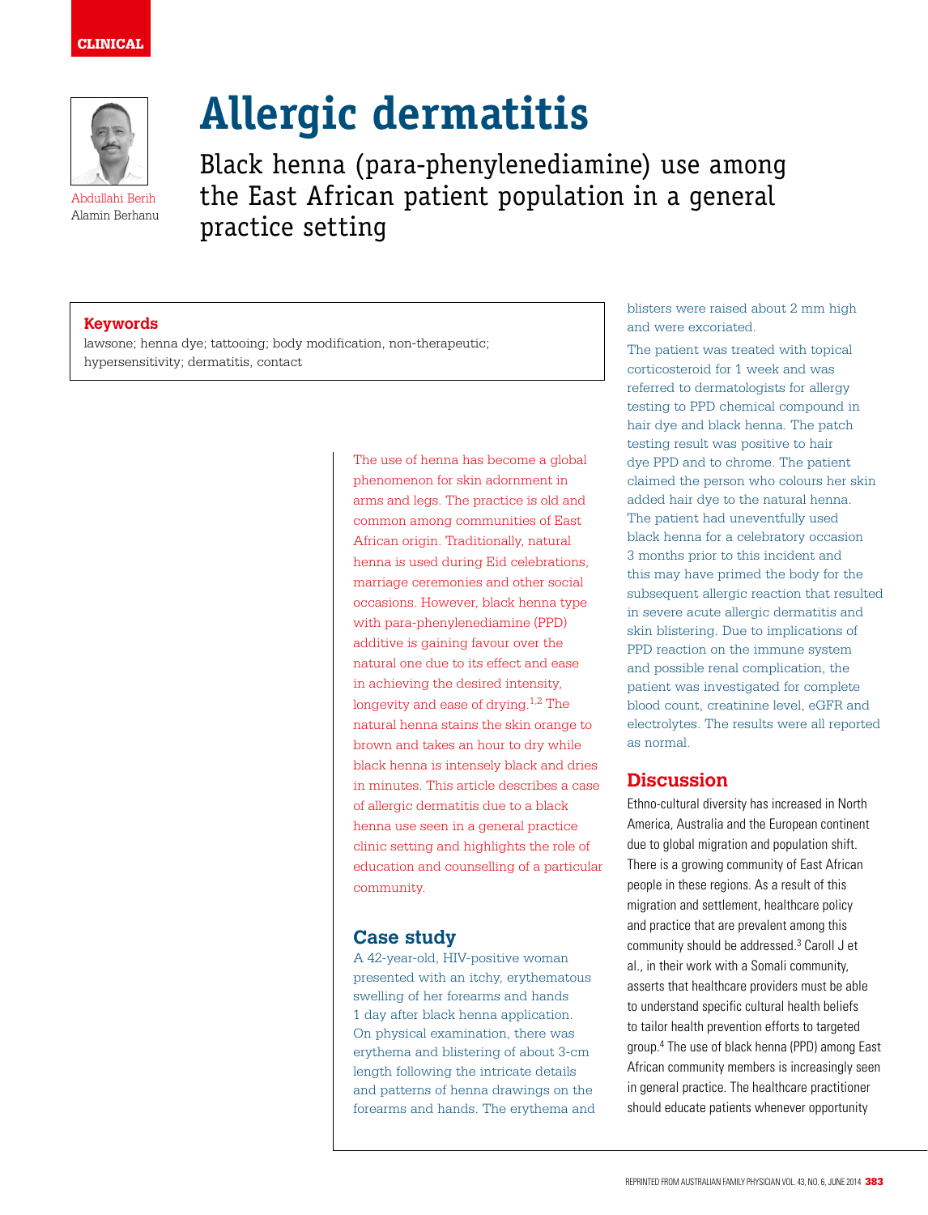CLINICAL

# Allergic dermatitis

## Black henna (para-phenylenediamine) use among the East African patient population in a general practice setting

Abdullahi Berih
Alamin Berhanu

**Keywords**
lawsone; henna dye; tattooing; body modification, non-therapeutic; hypersensitivity; dermatitis, contact

The use of henna has become a global phenomenon for skin adornment in arms and legs. The practice is old and common among communities of East African origin. Traditionally, natural henna is used during Eid celebrations, marriage ceremonies and other social occasions. However, black henna type with para-phenylenediamine (PPD) additive is gaining favour over the natural one due to its effect and ease in achieving the desired intensity, longevity and ease of drying.[1,2] The natural henna stains the skin orange to brown and takes an hour to dry while black henna is intensely black and dries in minutes. This article describes a case of allergic dermatitis due to a black henna use seen in a general practice clinic setting and highlights the role of education and counselling of a particular community.

## Case study

A 42-year-old, HIV-positive woman presented with an itchy, erythematous swelling of her forearms and hands 1 day after black henna application. On physical examination, there was erythema and blistering of about 3-cm length following the intricate details and patterns of henna drawings on the forearms and hands. The erythema and blisters were raised about 2 mm high and were excoriated.

The patient was treated with topical corticosteroid for 1 week and was referred to dermatologists for allergy testing to PPD chemical compound in hair dye and black henna. The patch testing result was positive to hair dye PPD and to chrome. The patient claimed the person who colours her skin added hair dye to the natural henna. The patient had uneventfully used black henna for a celebratory occasion 3 months prior to this incident and this may have primed the body for the subsequent allergic reaction that resulted in severe acute allergic dermatitis and skin blistering. Due to implications of PPD reaction on the immune system and possible renal complication, the patient was investigated for complete blood count, creatinine level, eGFR and electrolytes. The results were all reported as normal.

## Discussion

Ethno-cultural diversity has increased in North America, Australia and the European continent due to global migration and population shift. There is a growing community of East African people in these regions. As a result of this migration and settlement, healthcare policy and practice that are prevalent among this community should be addressed.[3] Caroll J et al., in their work with a Somali community, asserts that healthcare providers must be able to understand specific cultural health beliefs to tailor health prevention efforts to targeted group.[4] The use of black henna (PPD) among East African community members is increasingly seen in general practice. The healthcare practitioner should educate patients whenever opportunity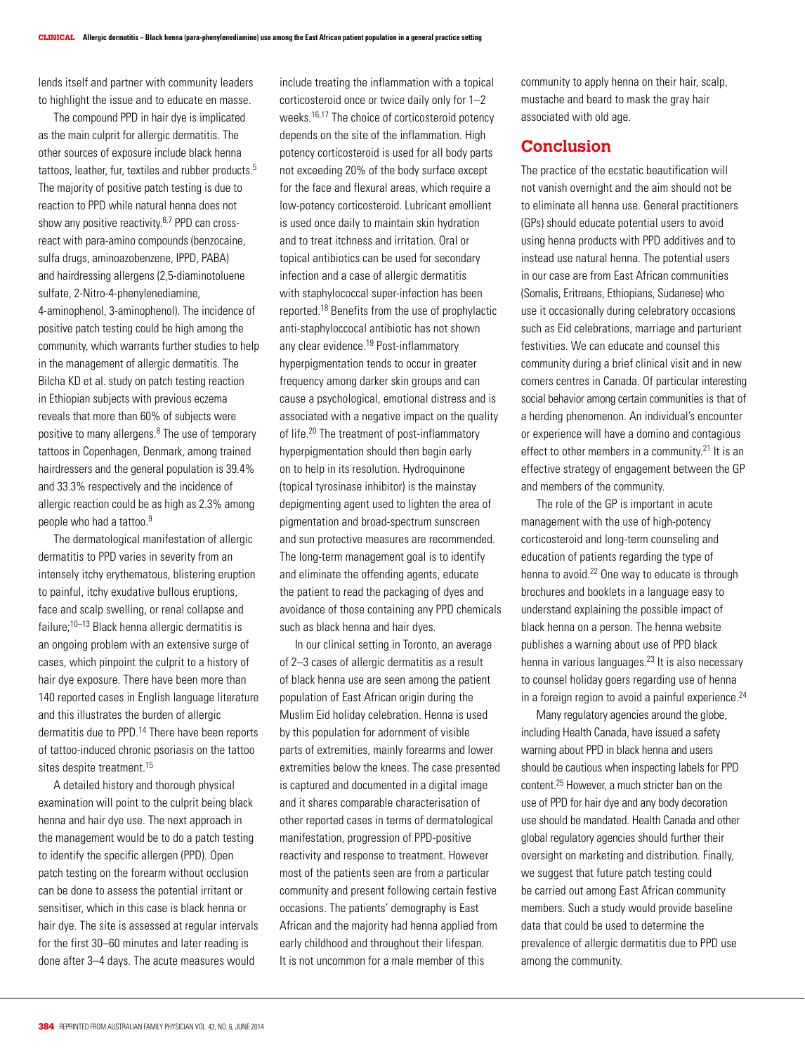lends itself and partner with community leaders to highlight the issue and to educate en masse.

The compound PPD in hair dye is implicated as the main culprit for allergic dermatitis. The other sources of exposure include black henna tattoos, leather, fur, textiles and rubber products.[5] The majority of positive patch testing is due to reaction to PPD while natural henna does not show any positive reactivity.[6,7] PPD can cross-react with para-amino compounds (benzocaine, sulfa drugs, aminoazobenzene, IPPD, PABA) and hairdressing allergens (2,5-diaminotoluene sulfate, 2-Nitro-4-phenylenediamine, 4-aminophenol, 3-aminophenol). The incidence of positive patch testing could be high among the community, which warrants further studies to help in the management of allergic dermatitis. The Bilcha KD et al. study on patch testing reaction in Ethiopian subjects with previous eczema reveals that more than 60% of subjects were positive to many allergens.[8] The use of temporary tattoos in Copenhagen, Denmark, among trained hairdressers and the general population is 39.4% and 33.3% respectively and the incidence of allergic reaction could be as high as 2.3% among people who had a tattoo.[9]

The dermatological manifestation of allergic dermatitis to PPD varies in severity from an intensely itchy erythematous, blistering eruption to painful, itchy exudative bullous eruptions, face and scalp swelling, or renal collapse and failure;[10–13] Black henna allergic dermatitis is an ongoing problem with an extensive surge of cases, which pinpoint the culprit to a history of hair dye exposure. There have been more than 140 reported cases in English language literature and this illustrates the burden of allergic dermatitis due to PPD.[14] There have been reports of tattoo-induced chronic psoriasis on the tattoo sites despite treatment.[15]

A detailed history and thorough physical examination will point to the culprit being black henna and hair dye use. The next approach in the management would be to do a patch testing to identify the specific allergen (PPD). Open patch testing on the forearm without occlusion can be done to assess the potential irritant or sensitiser, which in this case is black henna or hair dye. The site is assessed at regular intervals for the first 30–60 minutes and later reading is done after 3–4 days. The acute measures would include treating the inflammation with a topical corticosteroid once or twice daily only for 1–2 weeks.[16,17] The choice of corticosteroid potency depends on the site of the inflammation. High potency corticosteroid is used for all body parts not exceeding 20% of the body surface except for the face and flexural areas, which require a low-potency corticosteroid. Lubricant emollient is used once daily to maintain skin hydration and to treat itchness and irritation. Oral or topical antibiotics can be used for secondary infection and a case of allergic dermatitis with staphylococcal super-infection has been reported.[18] Benefits from the use of prophylactic anti-staphyloccocal antibiotic has not shown any clear evidence.[19] Post-inflammatory hyperpigmentation tends to occur in greater frequency among darker skin groups and can cause a psychological, emotional distress and is associated with a negative impact on the quality of life.[20] The treatment of post-inflammatory hyperpigmentation should then begin early on to help in its resolution. Hydroquinone (topical tyrosinase inhibitor) is the mainstay depigmenting agent used to lighten the area of pigmentation and broad-spectrum sunscreen and sun protective measures are recommended. The long-term management goal is to identify and eliminate the offending agents, educate the patient to read the packaging of dyes and avoidance of those containing any PPD chemicals such as black henna and hair dyes.

In our clinical setting in Toronto, an average of 2–3 cases of allergic dermatitis as a result of black henna use are seen among the patient population of East African origin during the Muslim Eid holiday celebration. Henna is used by this population for adornment of visible parts of extremities, mainly forearms and lower extremities below the knees. The case presented is captured and documented in a digital image and it shares comparable characterisation of other reported cases in terms of dermatological manifestation, progression of PPD-positive reactivity and response to treatment. However most of the patients seen are from a particular community and present following certain festive occasions. The patients' demography is East African and the majority had henna applied from early childhood and throughout their lifespan. It is not uncommon for a male member of this community to apply henna on their hair, scalp, mustache and beard to mask the gray hair associated with old age.

## Conclusion

The practice of the ecstatic beautification will not vanish overnight and the aim should not be to eliminate all henna use. General practitioners (GPs) should educate potential users to avoid using henna products with PPD additives and to instead use natural henna. The potential users in our case are from East African communities (Somalis, Eritreans, Ethiopians, Sudanese) who use it occasionally during celebratory occasions such as Eid celebrations, marriage and parturient festivities. We can educate and counsel this community during a brief clinical visit and in new comers centres in Canada. Of particular interesting social behavior among certain communities is that of a herding phenomenon. An individual's encounter or experience will have a domino and contagious effect to other members in a community.[21] It is an effective strategy of engagement between the GP and members of the community.

The role of the GP is important in acute management with the use of high-potency corticosteroid and long-term counseling and education of patients regarding the type of henna to avoid.[22] One way to educate is through brochures and booklets in a language easy to understand explaining the possible impact of black henna on a person. The henna website publishes a warning about use of PPD black henna in various languages.[23] It is also necessary to counsel holiday goers regarding use of henna in a foreign region to avoid a painful experience.[24]

Many regulatory agencies around the globe, including Health Canada, have issued a safety warning about PPD in black henna and users should be cautious when inspecting labels for PPD content.[25] However, a much stricter ban on the use of PPD for hair dye and any body decoration use should be mandated. Health Canada and other global regulatory agencies should further their oversight on marketing and distribution. Finally, we suggest that future patch testing could be carried out among East African community members. Such a study would provide baseline data that could be used to determine the prevalence of allergic dermatitis due to PPD use among the community.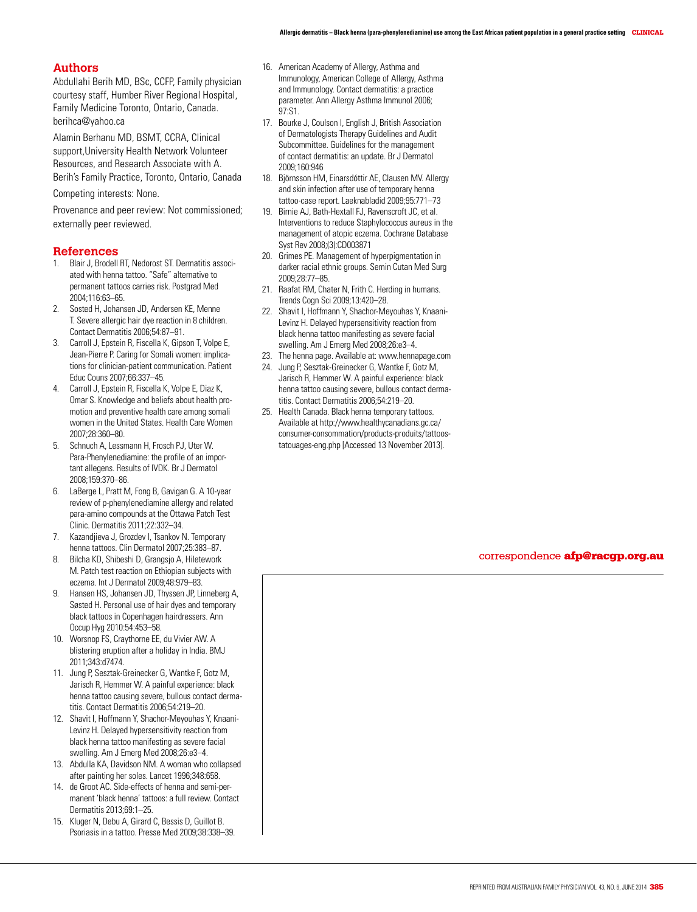## Authors

Abdullahi Berih MD, BSc, CCFP, Family physician courtesy staff, Humber River Regional Hospital, Family Medicine Toronto, Ontario, Canada. berihca@yahoo.ca

Alamin Berhanu MD, BSMT, CCRA, Clinical support,University Health Network Volunteer Resources, and Research Associate with A. Berih's Family Practice, Toronto, Ontario, Canada

Competing interests: None.

Provenance and peer review: Not commissioned; externally peer reviewed.

## References

1. Blair J, Brodell RT, Nedorost ST. Dermatitis associated with henna tattoo. "Safe" alternative to permanent tattoos carries risk. Postgrad Med 2004;116:63–65.
2. Sosted H, Johansen JD, Andersen KE, Menne T. Severe allergic hair dye reaction in 8 children. Contact Dermatitis 2006;54:87–91.
3. Carroll J, Epstein R, Fiscella K, Gipson T, Volpe E, Jean-Pierre P. Caring for Somali women: implications for clinician-patient communication. Patient Educ Couns 2007;66:337–45.
4. Carroll J, Epstein R, Fiscella K, Volpe E, Diaz K, Omar S. Knowledge and beliefs about health promotion and preventive health care among somali women in the United States. Health Care Women 2007;28:360–80.
5. Schnuch A, Lessmann H, Frosch PJ, Uter W. Para-Phenylenediamine: the profile of an important allegens. Results of IVDK. Br J Dermatol 2008;159:370–86.
6. LaBerge L, Pratt M, Fong B, Gavigan G. A 10-year review of p-phenylenediamine allergy and related para-amino compounds at the Ottawa Patch Test Clinic. Dermatitis 2011;22:332–34.
7. Kazandjieva J, Grozdev I, Tsankov N. Temporary henna tattoos. Clin Dermatol 2007;25:383–87.
8. Bilcha KD, Shibeshi D, Grangsjo A, Hiletework M. Patch test reaction on Ethiopian subjects with eczema. Int J Dermatol 2009;48:979–83.
9. Hansen HS, Johansen JD, Thyssen JP, Linneberg A, Søsted H. Personal use of hair dyes and temporary black tattoos in Copenhagen hairdressers. Ann Occup Hyg 2010:54:453–58.
10. Worsnop FS, Craythorne EE, du Vivier AW. A blistering eruption after a holiday in India. BMJ 2011;343:d7474.
11. Jung P, Sesztak-Greinecker G, Wantke F, Gotz M, Jarisch R, Hemmer W. A painful experience: black henna tattoo causing severe, bullous contact dermatitis. Contact Dermatitis 2006;54:219–20.
12. Shavit I, Hoffmann Y, Shachor-Meyouhas Y, Knaani-Levinz H. Delayed hypersensitivity reaction from black henna tattoo manifesting as severe facial swelling. Am J Emerg Med 2008;26:e3–4.
13. Abdulla KA, Davidson NM. A woman who collapsed after painting her soles. Lancet 1996;348:658.
14. de Groot AC. Side-effects of henna and semi-permanent 'black henna' tattoos: a full review. Contact Dermatitis 2013;69:1–25.
15. Kluger N, Debu A, Girard C, Bessis D, Guillot B. Psoriasis in a tattoo. Presse Med 2009;38:338–39.
16. American Academy of Allergy, Asthma and Immunology, American College of Allergy, Asthma and Immunology. Contact dermatitis: a practice parameter. Ann Allergy Asthma Immunol 2006; 97:S1.
17. Bourke J, Coulson I, English J, British Association of Dermatologists Therapy Guidelines and Audit Subcommittee. Guidelines for the management of contact dermatitis: an update. Br J Dermatol 2009;160:946
18. Björnsson HM, Einarsdóttir AE, Clausen MV. Allergy and skin infection after use of temporary henna tattoo-case report. Laeknabladid 2009;95:771–73
19. Birnie AJ, Bath-Hextall FJ, Ravenscroft JC, et al. Interventions to reduce Staphylococcus aureus in the management of atopic eczema. Cochrane Database Syst Rev 2008;(3):CD003871
20. Grimes PE. Management of hyperpigmentation in darker racial ethnic groups. Semin Cutan Med Surg 2009;28:77–85.
21. Raafat RM, Chater N, Frith C. Herding in humans. Trends Cogn Sci 2009;13:420–28.
22. Shavit I, Hoffmann Y, Shachor-Meyouhas Y, Knaani-Levinz H. Delayed hypersensitivity reaction from black henna tattoo manifesting as severe facial swelling. Am J Emerg Med 2008;26:e3–4.
23. The henna page. Available at: www.hennapage.com
24. Jung P, Sesztak-Greinecker G, Wantke F, Gotz M, Jarisch R, Hemmer W. A painful experience: black henna tattoo causing severe, bullous contact dermatitis. Contact Dermatitis 2006;54:219–20.
25. Health Canada. Black henna temporary tattoos. Available at http://www.healthycanadians.gc.ca/consumer-consommation/products-produits/tattoos-tatouages-eng.php [Accessed 13 November 2013].

correspondence **afp@racgp.org.au**